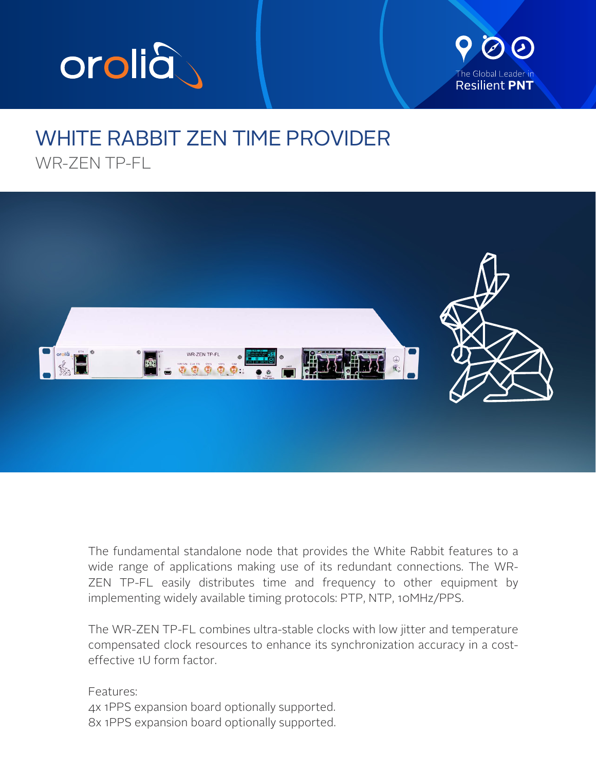# WHITE RABBIT ZEN TIME PROVIDER

## WR-ZEN TP-FL

The fundamental standalone node that provides the White Rabbit features to a wide range of applications making use of its redundant connections. The WR-ZEN TP-FL easily distributes time and frequency to other equipment by implementing widely available timing protocols: PTP, NTP, 10MHz/PPS.

The WR-ZEN TP-FL combines ultra-stable clocks with low jitter and temperature compensated clock resources to enhance its synchronization accuracy in a cost-effective 1U form factor.

Features:
4x 1PPS expansion board optionally supported.
8x 1PPS expansion board optionally supported.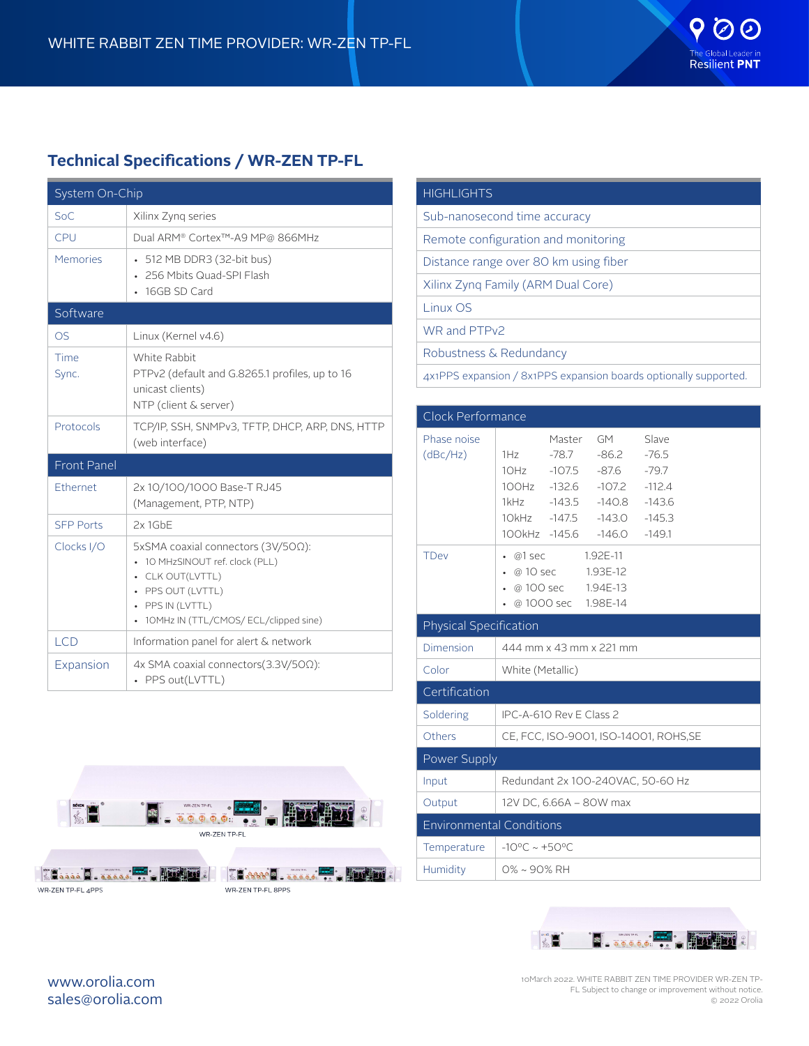## Technical Specifications / WR-ZEN TP-FL

| System On-Chip | |
|---|---|
| SoC | Xilinx Zynq series |
| CPU | Dual ARM® Cortex™-A9 MP@ 866MHz |
| Memories | • 512 MB DDR3 (32-bit bus)<br>• 256 Mbits Quad-SPI Flash<br>• 16GB SD Card |
| **Software** | |
| OS | Linux (Kernel v4.6) |
| Time Sync. | White Rabbit<br>PTPv2 (default and G.8265.1 profiles, up to 16 unicast clients)<br>NTP (client & server) |
| Protocols | TCP/IP, SSH, SNMPv3, TFTP, DHCP, ARP, DNS, HTTP (web interface) |
| **Front Panel** | |
| Ethernet | 2x 10/100/1000 Base-T RJ45 (Management, PTP, NTP) |
| SFP Ports | 2x 1GbE |
| Clocks I/O | 5xSMA coaxial connectors (3V/50Ω):<br>• 10 MHzSINOUT ref. clock (PLL)<br>• CLK OUT(LVTTL)<br>• PPS OUT (LVTTL)<br>• PPS IN (LVTTL)<br>• 10MHz IN (TTL/CMOS/ ECL/clipped sine) |
| LCD | Information panel for alert & network |
| Expansion | 4x SMA coaxial connectors(3.3V/50Ω):<br>• PPS out(LVTTL) |

WR-ZEN TP-FL

WR-ZEN TP-FL 4PPS

WR-ZEN TP-FL 8PPS

| HIGHLIGHTS |
|---|
| Sub-nanosecond time accuracy |
| Remote configuration and monitoring |
| Distance range over 80 km using fiber |
| Xilinx Zynq Family (ARM Dual Core) |
| Linux OS |
| WR and PTPv2 |
| Robustness & Redundancy |
| 4x1PPS expansion / 8x1PPS expansion boards optionally supported. |

| Clock Performance | | | | |
|---|---|---|---|---|
| Phase noise (dBc/Hz) | | Master | GM | Slave |
| | 1Hz | -78.7 | -86.2 | -76.5 |
| | 10Hz | -107.5 | -87.6 | -79.7 |
| | 100Hz | -132.6 | -107.2 | -112.4 |
| | 1kHz | -143.5 | -140.8 | -143.6 |
| | 10kHz | -147.5 | -143.0 | -145.3 |
| | 100kHz | -145.6 | -146.0 | -149.1 |
| TDev | • @1 sec | 1.92E-11 | | |
| | • @ 10 sec | 1.93E-12 | | |
| | • @ 100 sec | 1.94E-13 | | |
| | • @ 1000 sec | 1.98E-14 | | |

| Physical Specification | |
|---|---|
| Dimension | 444 mm x 43 mm x 221 mm |
| Color | White (Metallic) |
| **Certification** | |
| Soldering | IPC-A-610 Rev E Class 2 |
| Others | CE, FCC, ISO-9001, ISO-14001, ROHS,SE |
| **Power Supply** | |
| Input | Redundant 2x 100-240VAC, 50-60 Hz |
| Output | 12V DC, 6.66A – 80W max |
| **Environmental Conditions** | |
| Temperature | -10°C ~ +50°C |
| Humidity | 0% ~ 90% RH |

www.orolia.com
sales@orolia.com

10March 2022. WHITE RABBIT ZEN TIME PROVIDER WR-ZEN TP-FL Subject to change or improvement without notice.
© 2022 Orolia